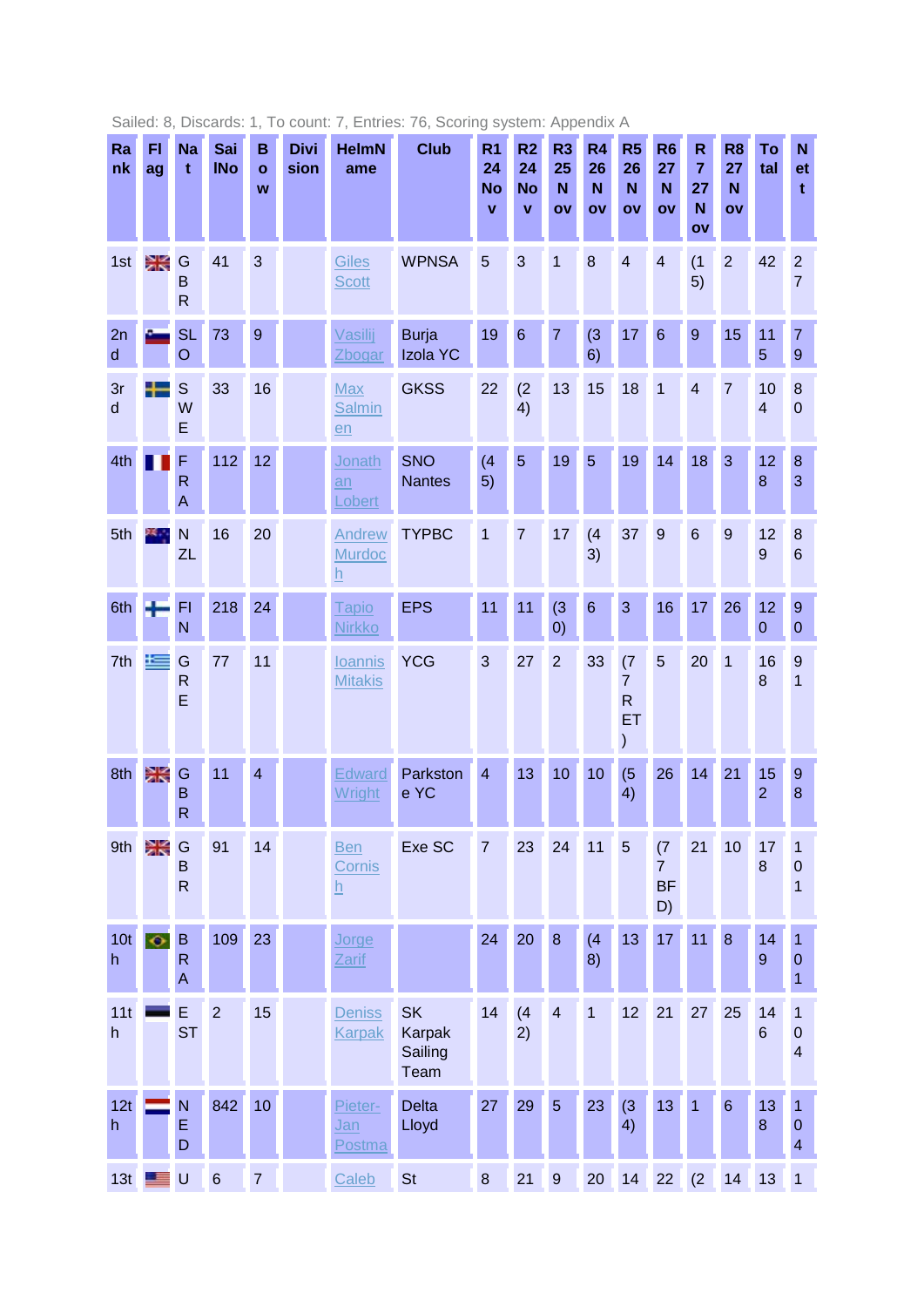Sailed: 8, Discards: 1, To count: 7, Entries: 76, Scoring system: Appendix A

| Rank | Flag | Nat | SailNo | Bow | Division | HelmName | Club | R1 24 Nov | R2 24 Nov | R3 25 Nov | R4 26 Nov | R5 26 Nov | R6 27 Nov | R7 27 Nov | R8 27 Nov | Total | Net |
|---|---|---|---|---|---|---|---|---|---|---|---|---|---|---|---|---|---|
| 1st | | GBR | 41 | 3 | | Giles Scott | WPNSA | 5 | 3 | 1 | 8 | 4 | 4 | (15) | 2 | 42 | 27 |
| 2nd | | SLO | 73 | 9 | | Vasilij Zbogar | Burja Izola YC | 19 | 6 | 7 | (36) | 17 | 6 | 9 | 15 | 115 | 79 |
| 3rd | | SWE | 33 | 16 | | Max Salminen | GKSS | 22 | (24) | 13 | 15 | 18 | 1 | 4 | 7 | 104 | 80 |
| 4th | | FRA | 112 | 12 | | Jonathan Lobert | SNO Nantes | (45) | 5 | 19 | 5 | 19 | 14 | 18 | 3 | 128 | 83 |
| 5th | | NZL | 16 | 20 | | Andrew Murdoch | TYPBC | 1 | 7 | 17 | (43) | 37 | 9 | 6 | 9 | 129 | 86 |
| 6th | | FIN | 218 | 24 | | Tapio Nirkko | EPS | 11 | 11 | (30) | 6 | 3 | 16 | 17 | 26 | 120 | 90 |
| 7th | | GRE | 77 | 11 | | Ioannis Mitakis | YCG | 3 | 27 | 2 | 33 | (77 RET) | 5 | 20 | 1 | 168 | 91 |
| 8th | | GBR | 11 | 4 | | Edward Wright | Parkstone YC | 4 | 13 | 10 | 10 | (54) | 26 | 14 | 21 | 152 | 98 |
| 9th | | GBR | 91 | 14 | | Ben Cornish | Exe SC | 7 | 23 | 24 | 11 | 5 | (77 BFD) | 21 | 10 | 178 | 101 |
| 10th | | BRA | 109 | 23 | | Jorge Zarif | | 24 | 20 | 8 | (48) | 13 | 17 | 11 | 8 | 149 | 101 |
| 11th | | EST | 2 | 15 | | Deniss Karpak | SK Karpak Sailing Team | 14 | (42) | 4 | 1 | 12 | 21 | 27 | 25 | 146 | 104 |
| 12th | | NED | 842 | 10 | | Pieter-Jan Postma | Delta Lloyd | 27 | 29 | 5 | 23 | (34) | 13 | 1 | 6 | 138 | 104 |
| 13th | | U | 6 | 7 | | Caleb | St | 8 | 21 | 9 | 20 | 14 | 22 | (2 | 14 | 13 | 1 |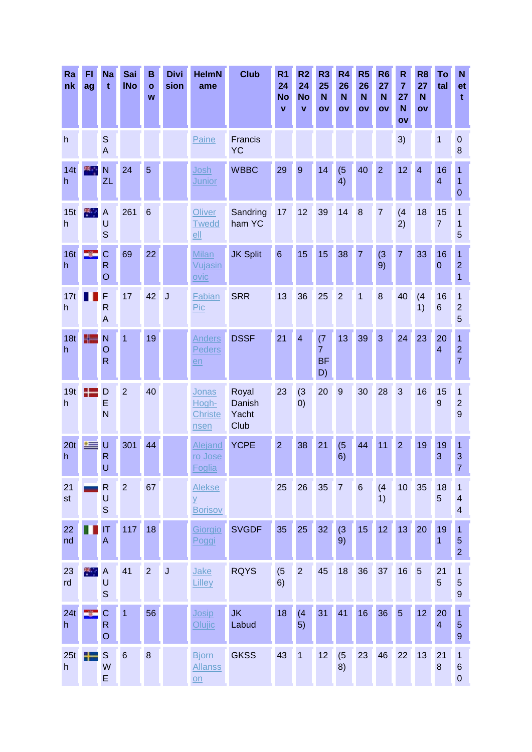| Rank | Flag | Nat | SailNo | Bow | Division | HelmName | Club | R1 24 Nov | R2 24 Nov | R3 25 Nov | R4 26 Nov | R5 26 Nov | R6 27 Nov | R7 27 Nov | R8 27 Nov | Total | Nett |
|---|---|---|---|---|---|---|---|---|---|---|---|---|---|---|---|---|---|
| h | | SA | | | | Paine | Francis YC | | | | | | | 3) | | 1 | 08 |
| 14th | | NZL | 24 | 5 | | Josh Junior | WBBC | 29 | 9 | 14 | (54) | 40 | 2 | 12 | 4 | 164 | 110 |
| 15th | | AUS | 261 | 6 | | Oliver Tweddell | Sandringham YC | 17 | 12 | 39 | 14 | 8 | 7 | (42) | 18 | 157 | 115 |
| 16th | | CRO | 69 | 22 | | Milan Vujasinovic | JK Split | 6 | 15 | 15 | 38 | 7 | (39) | 7 | 33 | 160 | 121 |
| 17th | | FRA | 17 | 42 | J | Fabian Pic | SRR | 13 | 36 | 25 | 2 | 1 | 8 | 40 | (41) | 166 | 125 |
| 18th | | NOR | 1 | 19 | | Anders Pedersen | DSSF | 21 | 4 | (77 BFD) | 13 | 39 | 3 | 24 | 23 | 204 | 127 |
| 19th | | DEN | 2 | 40 | | Jonas Hogh-Christensen | Royal Danish Yacht Club | 23 | (30) | 20 | 9 | 30 | 28 | 3 | 16 | 159 | 129 |
| 20th | | URU | 301 | 44 | | Alejandro Jose Foglia | YCPE | 2 | 38 | 21 | (56) | 44 | 11 | 2 | 19 | 193 | 137 |
| 21st | | RUS | 2 | 67 | | Aleksey Borisov | | 25 | 26 | 35 | 7 | 6 | (41) | 10 | 35 | 185 | 144 |
| 22nd | | ITA | 117 | 18 | | Giorgio Poggi | SVGDF | 35 | 25 | 32 | (39) | 15 | 12 | 13 | 20 | 191 | 152 |
| 23rd | | AUS | 41 | 2 | J | Jake Lilley | RQYS | (56) | 2 | 45 | 18 | 36 | 37 | 16 | 5 | 215 | 159 |
| 24th | | CRO | 1 | 56 | | Josip Olujic | JK Labud | 18 | (45) | 31 | 41 | 16 | 36 | 5 | 12 | 204 | 159 |
| 25th | | SWE | 6 | 8 | | Bjorn Allansson | GKSS | 43 | 1 | 12 | (58) | 23 | 46 | 22 | 13 | 218 | 160 |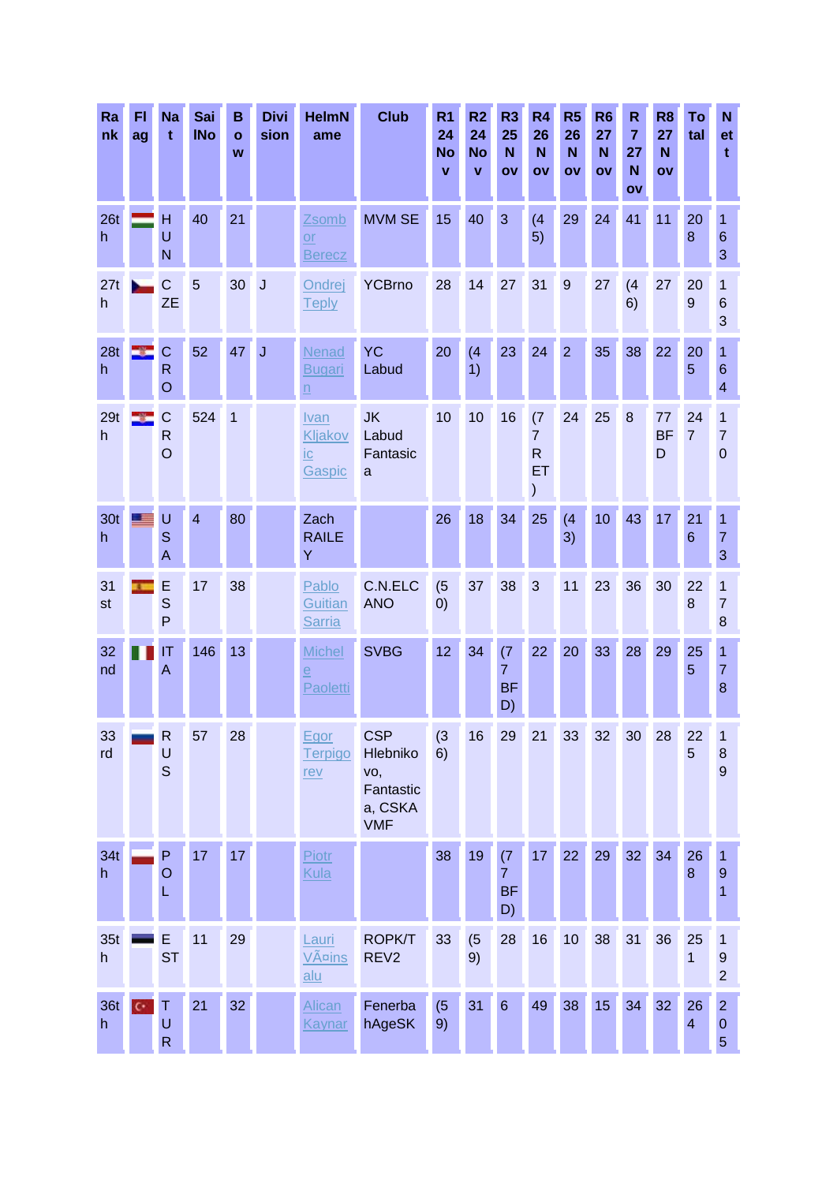| Rank | Flag | Nat | SailNo | Bow | Division | HelmName | Club | R1 24 Nov | R2 24 Nov | R3 25 Nov | R4 26 Nov | R5 26 Nov | R6 27 Nov | R7 27 Nov | R8 27 Nov | Total | Nett |
|---|---|---|---|---|---|---|---|---|---|---|---|---|---|---|---|---|---|
| 26th | | HUN | 40 | 21 | | Zsombor Berecz | MVM SE | 15 | 40 | 3 | (45) | 29 | 24 | 41 | 11 | 208 | 163 |
| 27th | | CZE | 5 | 30 | J | Ondrej Teply | YCBrno | 28 | 14 | 27 | 31 | 9 | 27 | (46) | 27 | 209 | 163 |
| 28th | | CRO | 52 | 47 | J | Nenad Bugarin | YC Labud | 20 | (41) | 23 | 24 | 2 | 35 | 38 | 22 | 205 | 164 |
| 29th | | CRO | 524 | 1 | | Ivan Kljakovic Gaspic | JK Labud Fantasica | 10 | 10 | 16 | (77 RET) | 24 | 25 | 8 | 77 BFD | 247 | 170 |
| 30th | | USA | 4 | 80 | | Zach RAILEY | | 26 | 18 | 34 | 25 | (43) | 10 | 43 | 17 | 216 | 173 |
| 31st | | ESP | 17 | 38 | | Pablo Guitian Sarria | C.N.ELCANO | (50) | 37 | 38 | 3 | 11 | 23 | 36 | 30 | 228 | 178 |
| 32nd | | ITA | 146 | 13 | | Michele Paoletti | SVBG | 12 | 34 | (77 BFD) | 22 | 20 | 33 | 28 | 29 | 255 | 178 |
| 33rd | | RUS | 57 | 28 | | Egor Terpigorev | CSP Hlebnikovo, Fantastica, CSKA VMF | (36) | 16 | 29 | 21 | 33 | 32 | 30 | 28 | 225 | 189 |
| 34th | | POL | 17 | 17 | | Piotr Kula | | 38 | 19 | (77 BFD) | 17 | 22 | 29 | 32 | 34 | 268 | 191 |
| 35th | | EST | 11 | 29 | | Lauri VÃ¤ins alu | ROPK/TREV2 | 33 | (59) | 28 | 16 | 10 | 38 | 31 | 36 | 251 | 192 |
| 36th | | TUR | 21 | 32 | | Alican Kaynar | FenerbahAgeSK | (59) | 31 | 6 | 49 | 38 | 15 | 34 | 32 | 264 | 205 |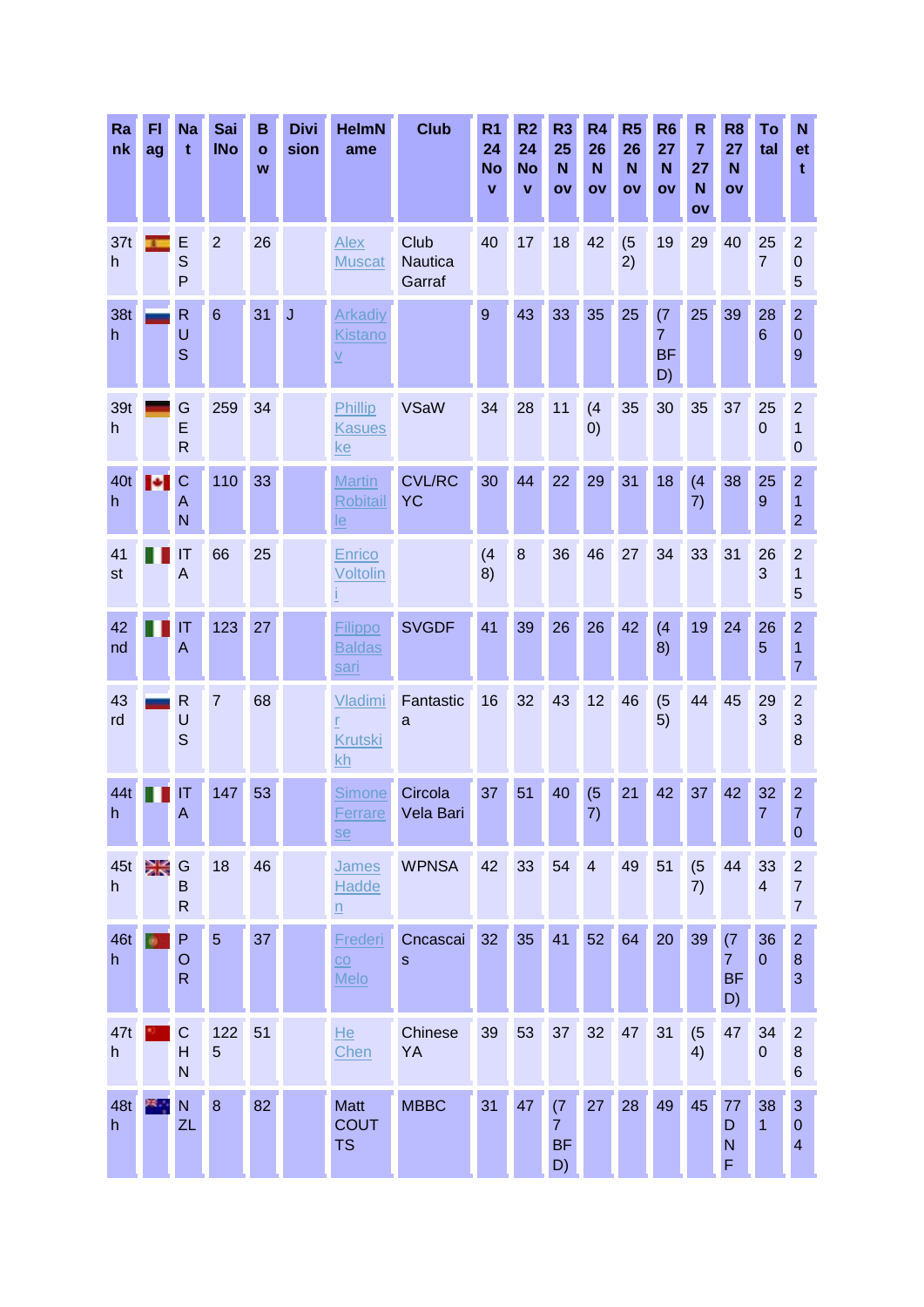| Rank | Flag | Nat | SailNo | Bow | Division | HelmName | Club | R1 24 Nov | R2 24 Nov | R3 25 Nov | R4 26 Nov | R5 26 Nov | R6 27 Nov | R7 27 Nov | R8 27 Nov | Total | Nett |
|---|---|---|---|---|---|---|---|---|---|---|---|---|---|---|---|---|---|
| 37th | | ESP | 2 | 26 | | Alex Muscat | Club Nautica Garraf | 40 | 17 | 18 | 42 | (52) | 19 | 29 | 40 | 257 | 205 |
| 38th | | RUS | 6 | 31 | J | Arkadiy Kistanov | | 9 | 43 | 33 | 35 | 25 | (77 BFD) | 25 | 39 | 286 | 209 |
| 39th | | GER | 259 | 34 | | Phillip Kasueske | VSaW | 34 | 28 | 11 | (40) | 35 | 30 | 35 | 37 | 250 | 210 |
| 40th | | CAN | 110 | 33 | | Martin Robitaille | CVL/RCYC | 30 | 44 | 22 | 29 | 31 | 18 | (47) | 38 | 259 | 212 |
| 41st | | ITA | 66 | 25 | | Enrico Voltolini | | (48) | 8 | 36 | 46 | 27 | 34 | 33 | 31 | 263 | 215 |
| 42nd | | ITA | 123 | 27 | | Filippo Baldassari | SVGDF | 41 | 39 | 26 | 26 | 42 | (48) | 19 | 24 | 265 | 217 |
| 43rd | | RUS | 7 | 68 | | Vladimir Krutskikh | Fantastica | 16 | 32 | 43 | 12 | 46 | (55) | 44 | 45 | 293 | 238 |
| 44th | | ITA | 147 | 53 | | Simone Ferrarese | Circola Vela Bari | 37 | 51 | 40 | (57) | 21 | 42 | 37 | 42 | 327 | 270 |
| 45th | | GBR | 18 | 46 | | James Hadden | WPNSA | 42 | 33 | 54 | 4 | 49 | 51 | (57) | 44 | 334 | 277 |
| 46th | | POR | 5 | 37 | | Frederico Melo | Cncascais | 32 | 35 | 41 | 52 | 64 | 20 | 39 | (77 BFD) | 360 | 283 |
| 47th | | CHN | 1225 | 51 | | He Chen | Chinese YA | 39 | 53 | 37 | 32 | 47 | 31 | (54) | 47 | 340 | 286 |
| 48th | | NZL | 8 | 82 | | Matt COUTTS | MBBC | 31 | 47 | (77 BFD) | 27 | 28 | 49 | 45 | 77 DNF | 381 | 304 |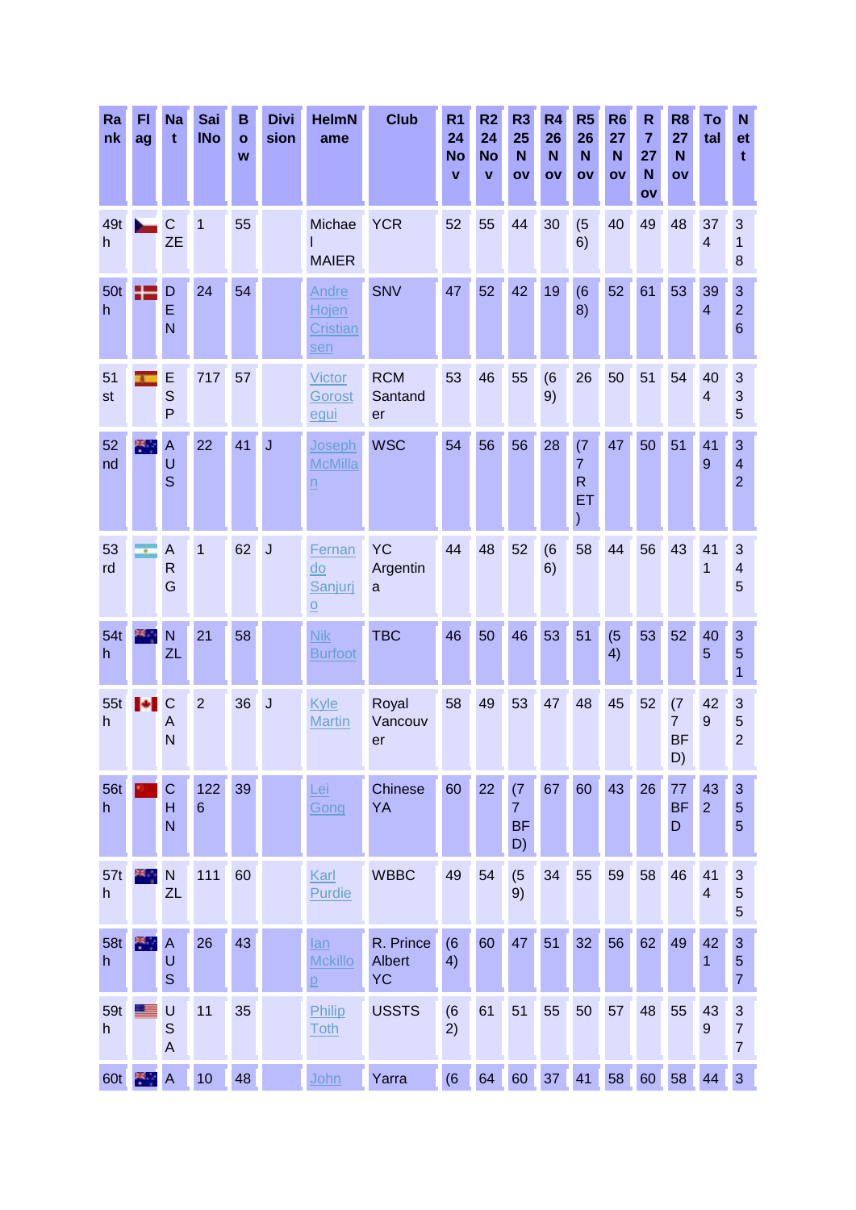| Rank | Flag | Nat | SailNo | Bow | Division | HelmName | Club | R1 24 Nov | R2 24 Nov | R3 25 Nov | R4 26 Nov | R5 26 Nov | R6 27 Nov | R7 27 Nov | R8 27 Nov | Total | Nett |
|---|---|---|---|---|---|---|---|---|---|---|---|---|---|---|---|---|---|
| 49th | | CZE | 1 | 55 | | Michael MAIER | YCR | 52 | 55 | 44 | 30 | (56) | 40 | 49 | 48 | 374 | 318 |
| 50th | | DEN | 24 | 54 | | Andre Hojen Cristiansen | SNV | 47 | 52 | 42 | 19 | (68) | 52 | 61 | 53 | 394 | 326 |
| 51st | | ESP | 717 | 57 | | Victor Gorostegui | RCM Santander | 53 | 46 | 55 | (69) | 26 | 50 | 51 | 54 | 404 | 335 |
| 52nd | | AUS | 22 | 41 | J | Joseph McMillan | WSC | 54 | 56 | 56 | 28 | (77 RET) | 47 | 50 | 51 | 419 | 342 |
| 53rd | | ARG | 1 | 62 | J | Fernando Sanjurjo | YC Argentina | 44 | 48 | 52 | (66) | 58 | 44 | 56 | 43 | 411 | 345 |
| 54th | | NZL | 21 | 58 | | Nik Burfoot | TBC | 46 | 50 | 46 | 53 | 51 | (54) | 53 | 52 | 405 | 351 |
| 55th | | CAN | 2 | 36 | J | Kyle Martin | Royal Vancouver | 58 | 49 | 53 | 47 | 48 | 45 | 52 | (77 BFD) | 429 | 352 |
| 56th | | CHN | 1226 | 39 | | Lei Gong | Chinese YA | 60 | 22 | (77 BFD) | 67 | 60 | 43 | 26 | 77 BFD | 432 | 355 |
| 57th | | NZL | 111 | 60 | | Karl Purdie | WBBC | 49 | 54 | (59) | 34 | 55 | 59 | 58 | 46 | 414 | 355 |
| 58th | | AUS | 26 | 43 | | Ian Mckillop | R. Prince Albert YC | (64) | 60 | 47 | 51 | 32 | 56 | 62 | 49 | 421 | 357 |
| 59th | | USA | 11 | 35 | | Philip Toth | USSTS | (62) | 61 | 51 | 55 | 50 | 57 | 48 | 55 | 439 | 377 |
| 60th | | A | 10 | 48 | | John | Yarra | (6 | 64 | 60 | 37 | 41 | 58 | 60 | 58 | 44 | 3 |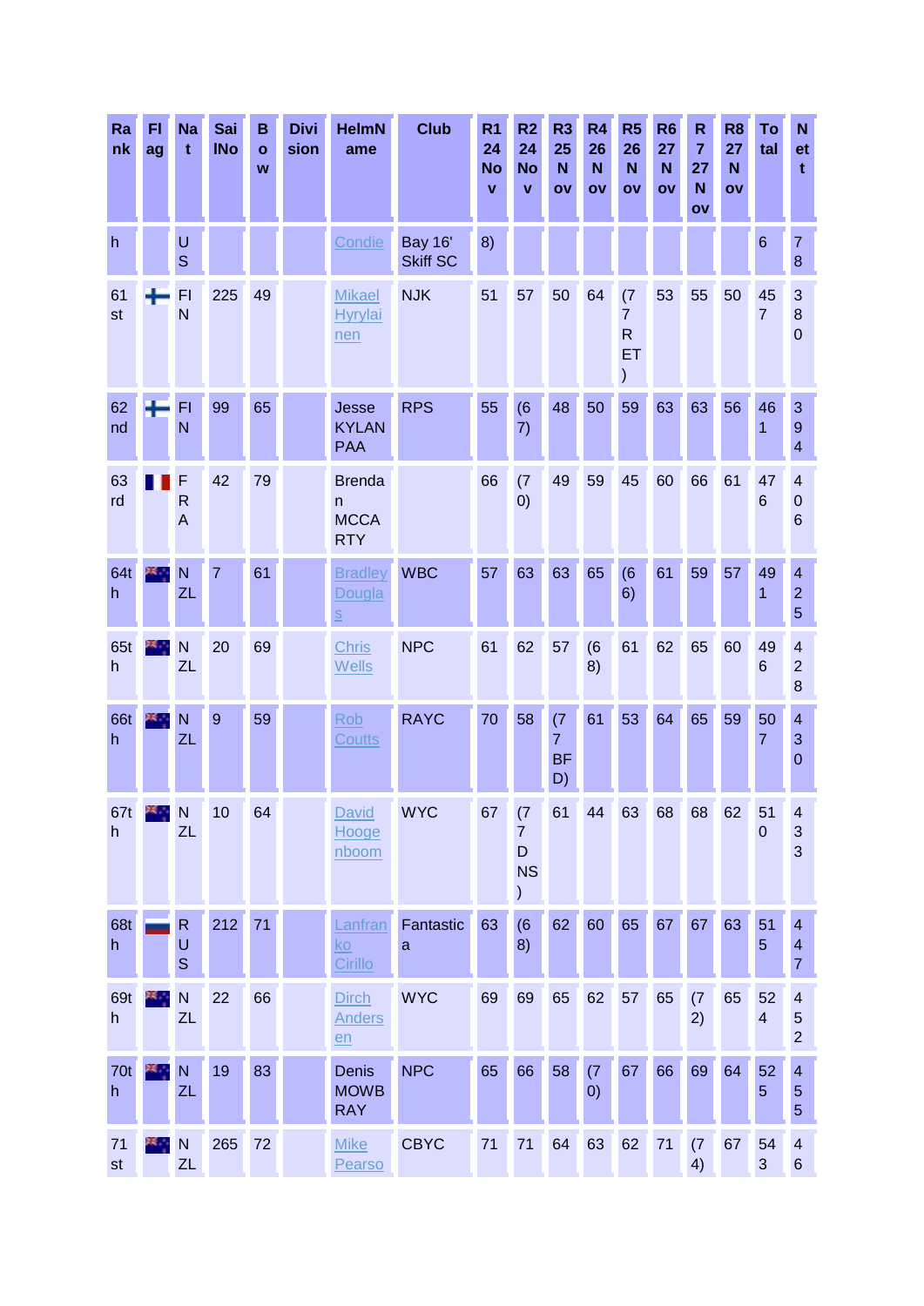| Rank | Flag | Nat | SailNo | Bow | Division | HelmName | Club | R1 24 Nov | R2 24 Nov | R3 25 Nov | R4 26 Nov | R5 26 Nov | R6 27 Nov | R7 27 Nov | R8 27 Nov | Total | Nett |
|---|---|---|---|---|---|---|---|---|---|---|---|---|---|---|---|---|---|
| h | | US | | | | Condie | Bay 16' Skiff SC | 8) | | | | | | | | 6 | 78 |
| 61st | | FIN | 225 | 49 | | Mikael Hyrylainen | NJK | 51 | 57 | 50 | 64 | (77 RET) | 53 | 55 | 50 | 457 | 380 |
| 62nd | | FIN | 99 | 65 | | Jesse KYLANPAA | RPS | 55 | (67) | 48 | 50 | 59 | 63 | 63 | 56 | 461 | 394 |
| 63rd | | FRA | 42 | 79 | | Brendan MCCARTY | | 66 | (70) | 49 | 59 | 45 | 60 | 66 | 61 | 476 | 406 |
| 64th | | NZL | 7 | 61 | | Bradley Douglas | WBC | 57 | 63 | 63 | 65 | (66) | 61 | 59 | 57 | 491 | 425 |
| 65th | | NZL | 20 | 69 | | Chris Wells | NPC | 61 | 62 | 57 | (68) | 61 | 62 | 65 | 60 | 496 | 428 |
| 66th | | NZL | 9 | 59 | | Rob Coutts | RAYC | 70 | 58 | (77 BFD) | 61 | 53 | 64 | 65 | 59 | 507 | 430 |
| 67th | | NZL | 10 | 64 | | David Hooghenboom | WYC | 67 | (77 DNS) | 61 | 44 | 63 | 68 | 68 | 62 | 510 | 433 |
| 68th | | RUS | 212 | 71 | | Lanfranko Cirillo | Fantastica | 63 | (68) | 62 | 60 | 65 | 67 | 67 | 63 | 515 | 447 |
| 69th | | NZL | 22 | 66 | | Dirch Andersen | WYC | 69 | 69 | 65 | 62 | 57 | 65 | (72) | 65 | 524 | 452 |
| 70th | | NZL | 19 | 83 | | Denis MOWBRAY | NPC | 65 | 66 | 58 | (70) | 67 | 66 | 69 | 64 | 525 | 455 |
| 71st | | NZL | 265 | 72 | | Mike Pearso | CBYC | 71 | 71 | 64 | 63 | 62 | 71 | (74) | 67 | 543 | 46 |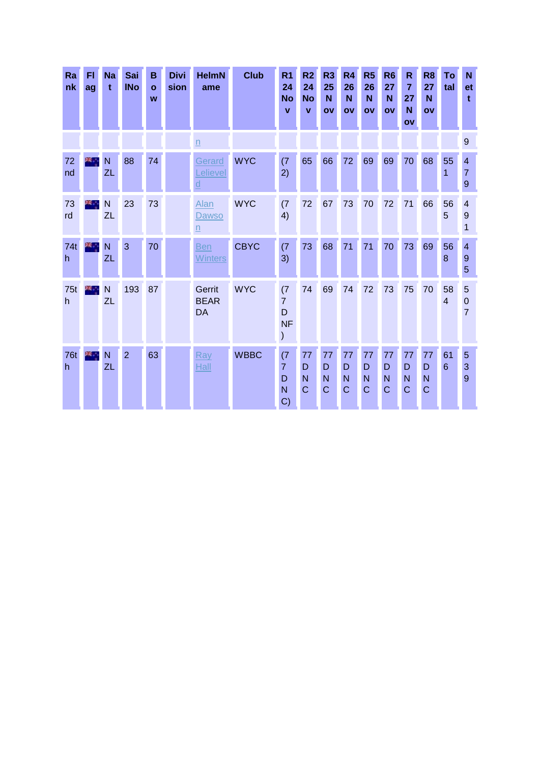| Rank | Flag | Nat | SailNo | Bow | Division | HelmName | Club | R1 24 Nov | R2 24 Nov | R3 25 Nov | R4 26 Nov | R5 26 Nov | R6 27 Nov | R7 27 Nov | R8 27 Nov | Total | Nett |
|---|---|---|---|---|---|---|---|---|---|---|---|---|---|---|---|---|---|
| | | | | | | n | | | | | | | | | | | 9 |
| 72nd | | NZL | 88 | 74 | | Gerard Lelieveld | WYC | (72) | 65 | 66 | 72 | 69 | 69 | 70 | 68 | 551 | 479 |
| 73rd | | NZL | 23 | 73 | | Alan Dawson | WYC | (74) | 72 | 67 | 73 | 70 | 72 | 71 | 66 | 565 | 491 |
| 74th | | NZL | 3 | 70 | | Ben Winters | CBYC | (73) | 73 | 68 | 71 | 71 | 70 | 73 | 69 | 568 | 495 |
| 75th | | NZL | 193 | 87 | | Gerrit BEARDA | WYC | (77 DNF) | 74 | 69 | 74 | 72 | 73 | 75 | 70 | 584 | 507 |
| 76th | | NZL | 2 | 63 | | Ray Hall | WBBC | (77 DNC) | 77 DNC | 77 DNC | 77 DNC | 77 DNC | 77 DNC | 77 DNC | 77 DNC | 616 | 539 |